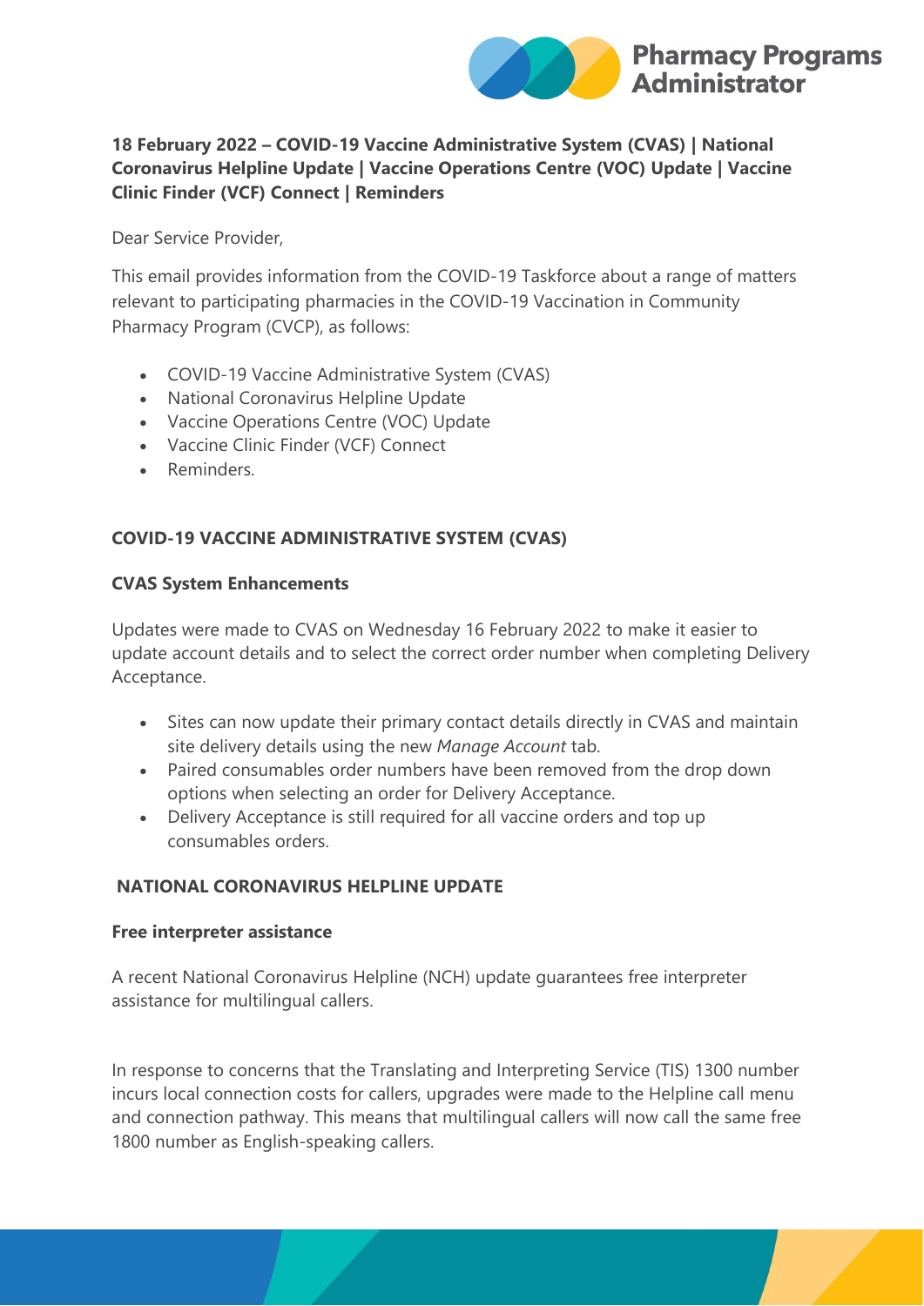**18 February 2022 – COVID-19 Vaccine Administrative System (CVAS) | National Coronavirus Helpline Update | Vaccine Operations Centre (VOC) Update | Vaccine Clinic Finder (VCF) Connect | Reminders**

Dear Service Provider,

This email provides information from the COVID-19 Taskforce about a range of matters relevant to participating pharmacies in the COVID-19 Vaccination in Community Pharmacy Program (CVCP), as follows:

- COVID-19 Vaccine Administrative System (CVAS)
- National Coronavirus Helpline Update
- Vaccine Operations Centre (VOC) Update
- Vaccine Clinic Finder (VCF) Connect
- Reminders.

## COVID-19 VACCINE ADMINISTRATIVE SYSTEM (CVAS)

### CVAS System Enhancements

Updates were made to CVAS on Wednesday 16 February 2022 to make it easier to update account details and to select the correct order number when completing Delivery Acceptance.

- Sites can now update their primary contact details directly in CVAS and maintain site delivery details using the new *Manage Account* tab.
- Paired consumables order numbers have been removed from the drop down options when selecting an order for Delivery Acceptance.
- Delivery Acceptance is still required for all vaccine orders and top up consumables orders.

## NATIONAL CORONAVIRUS HELPLINE UPDATE

### Free interpreter assistance

A recent National Coronavirus Helpline (NCH) update guarantees free interpreter assistance for multilingual callers.

In response to concerns that the Translating and Interpreting Service (TIS) 1300 number incurs local connection costs for callers, upgrades were made to the Helpline call menu and connection pathway. This means that multilingual callers will now call the same free 1800 number as English-speaking callers.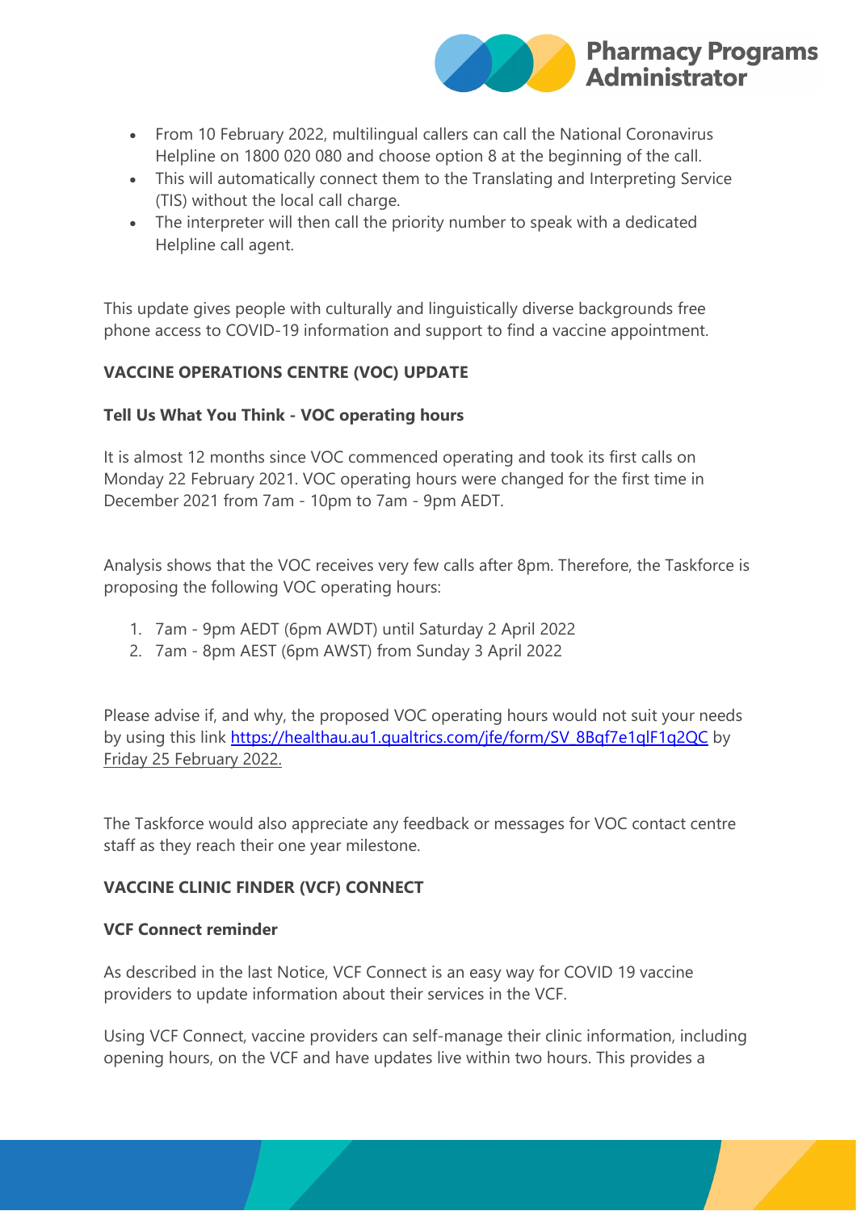- From 10 February 2022, multilingual callers can call the National Coronavirus Helpline on 1800 020 080 and choose option 8 at the beginning of the call.
- This will automatically connect them to the Translating and Interpreting Service (TIS) without the local call charge.
- The interpreter will then call the priority number to speak with a dedicated Helpline call agent.

This update gives people with culturally and linguistically diverse backgrounds free phone access to COVID-19 information and support to find a vaccine appointment.

**VACCINE OPERATIONS CENTRE (VOC) UPDATE**

**Tell Us What You Think - VOC operating hours**

It is almost 12 months since VOC commenced operating and took its first calls on Monday 22 February 2021. VOC operating hours were changed for the first time in December 2021 from 7am - 10pm to 7am - 9pm AEDT.

Analysis shows that the VOC receives very few calls after 8pm. Therefore, the Taskforce is proposing the following VOC operating hours:

1. 7am - 9pm AEDT (6pm AWDT) until Saturday 2 April 2022
2. 7am - 8pm AEST (6pm AWST) from Sunday 3 April 2022

Please advise if, and why, the proposed VOC operating hours would not suit your needs by using this link [https://healthau.au1.qualtrics.com/jfe/form/SV_8Bqf7e1qlF1q2QC](https://healthau.au1.qualtrics.com/jfe/form/SV_8Bqf7e1qlF1q2QC) by Friday 25 February 2022.

The Taskforce would also appreciate any feedback or messages for VOC contact centre staff as they reach their one year milestone.

**VACCINE CLINIC FINDER (VCF) CONNECT**

**VCF Connect reminder**

As described in the last Notice, VCF Connect is an easy way for COVID 19 vaccine providers to update information about their services in the VCF.

Using VCF Connect, vaccine providers can self-manage their clinic information, including opening hours, on the VCF and have updates live within two hours. This provides a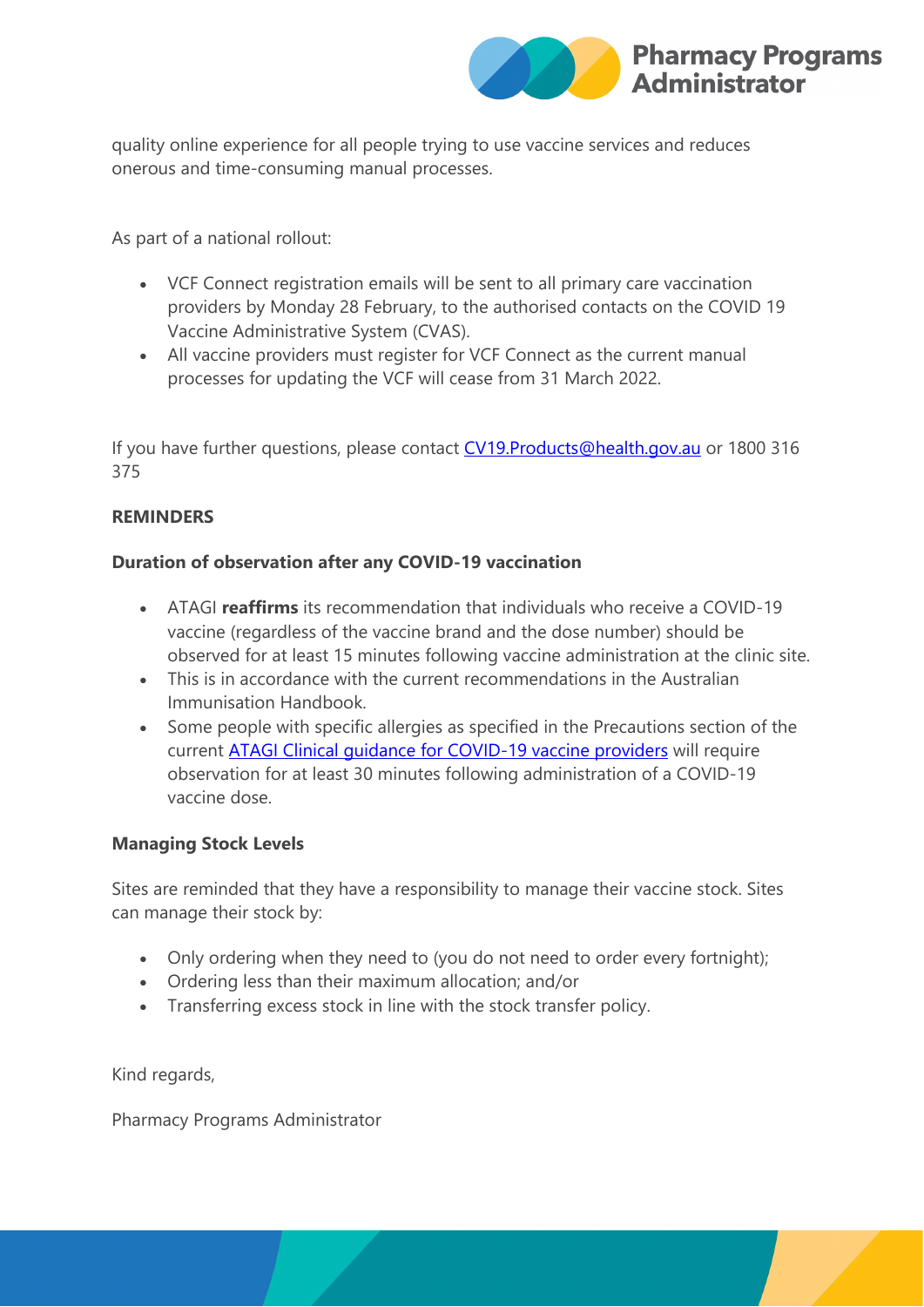quality online experience for all people trying to use vaccine services and reduces onerous and time-consuming manual processes.

As part of a national rollout:

- VCF Connect registration emails will be sent to all primary care vaccination providers by Monday 28 February, to the authorised contacts on the COVID 19 Vaccine Administrative System (CVAS).
- All vaccine providers must register for VCF Connect as the current manual processes for updating the VCF will cease from 31 March 2022.

If you have further questions, please contact CV19.Products@health.gov.au or 1800 316 375

**REMINDERS**

**Duration of observation after any COVID-19 vaccination**

- ATAGI **reaffirms** its recommendation that individuals who receive a COVID-19 vaccine (regardless of the vaccine brand and the dose number) should be observed for at least 15 minutes following vaccine administration at the clinic site.
- This is in accordance with the current recommendations in the Australian Immunisation Handbook.
- Some people with specific allergies as specified in the Precautions section of the current ATAGI Clinical guidance for COVID-19 vaccine providers will require observation for at least 30 minutes following administration of a COVID-19 vaccine dose.

**Managing Stock Levels**

Sites are reminded that they have a responsibility to manage their vaccine stock. Sites can manage their stock by:

- Only ordering when they need to (you do not need to order every fortnight);
- Ordering less than their maximum allocation; and/or
- Transferring excess stock in line with the stock transfer policy.

Kind regards,

Pharmacy Programs Administrator